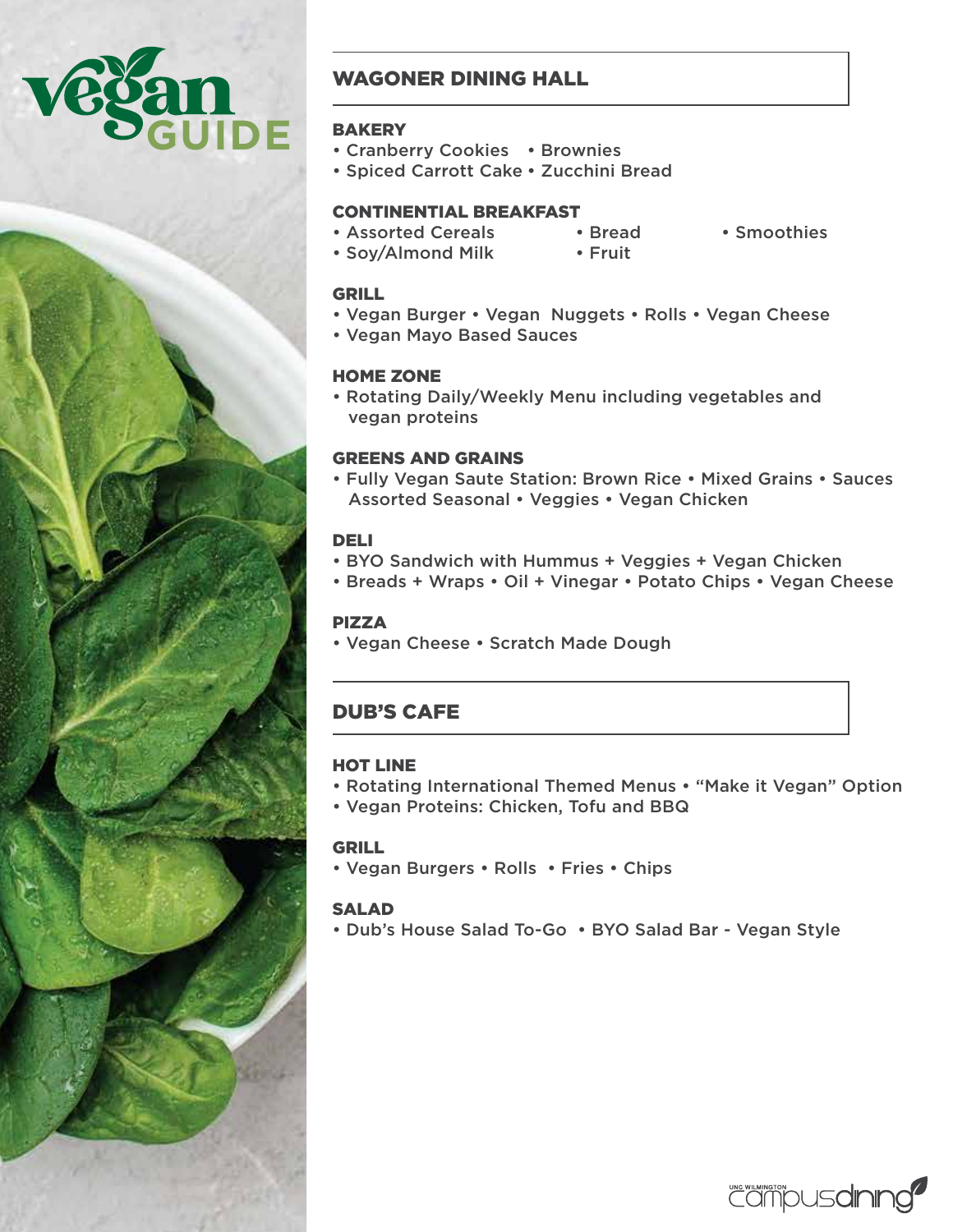# Vegan GUIDE

## WAGONER DINING HALL

### BAKERY

- Cranberry Cookies
- Brownies
- Spiced Carrott Cake
- Zucchini Bread

### CONTINENTIAL BREAKFAST

- Assorted Cereals
- Bread
- Smoothies
- Soy/Almond Milk
- Fruit

### GRILL

- Vegan Burger • Vegan Nuggets • Rolls • Vegan Cheese
- Vegan Mayo Based Sauces

### HOME ZONE

- Rotating Daily/Weekly Menu including vegetables and vegan proteins

### GREENS AND GRAINS

- Fully Vegan Saute Station: Brown Rice • Mixed Grains • Sauces Assorted Seasonal • Veggies • Vegan Chicken

### DELI

- BYO Sandwich with Hummus + Veggies + Vegan Chicken
- Breads + Wraps • Oil + Vinegar • Potato Chips • Vegan Cheese

### PIZZA

- Vegan Cheese • Scratch Made Dough

## DUB'S CAFE

### HOT LINE

- Rotating International Themed Menus • "Make it Vegan" Option
- Vegan Proteins: Chicken, Tofu and BBQ

### GRILL

- Vegan Burgers • Rolls • Fries • Chips

### SALAD

- Dub's House Salad To-Go • BYO Salad Bar - Vegan Style

UNC WILMINGTON campusdining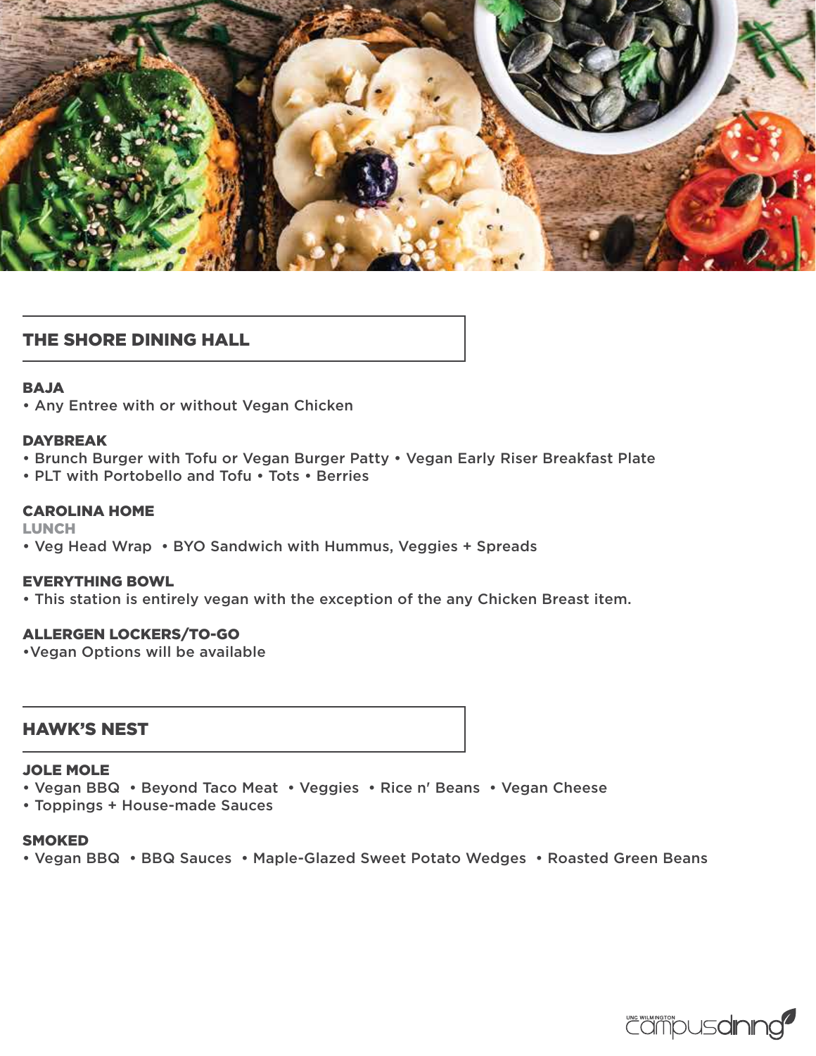## THE SHORE DINING HALL

### BAJA

- Any Entree with or without Vegan Chicken

### DAYBREAK

- Brunch Burger with Tofu or Vegan Burger Patty • Vegan Early Riser Breakfast Plate
- PLT with Portobello and Tofu • Tots • Berries

### CAROLINA HOME

**LUNCH**

- Veg Head Wrap • BYO Sandwich with Hummus, Veggies + Spreads

### EVERYTHING BOWL

- This station is entirely vegan with the exception of the any Chicken Breast item.

### ALLERGEN LOCKERS/TO-GO

- Vegan Options will be available

## HAWK'S NEST

### JOLE MOLE

- Vegan BBQ • Beyond Taco Meat • Veggies • Rice n' Beans • Vegan Cheese
- Toppings + House-made Sauces

### SMOKED

- Vegan BBQ • BBQ Sauces • Maple-Glazed Sweet Potato Wedges • Roasted Green Beans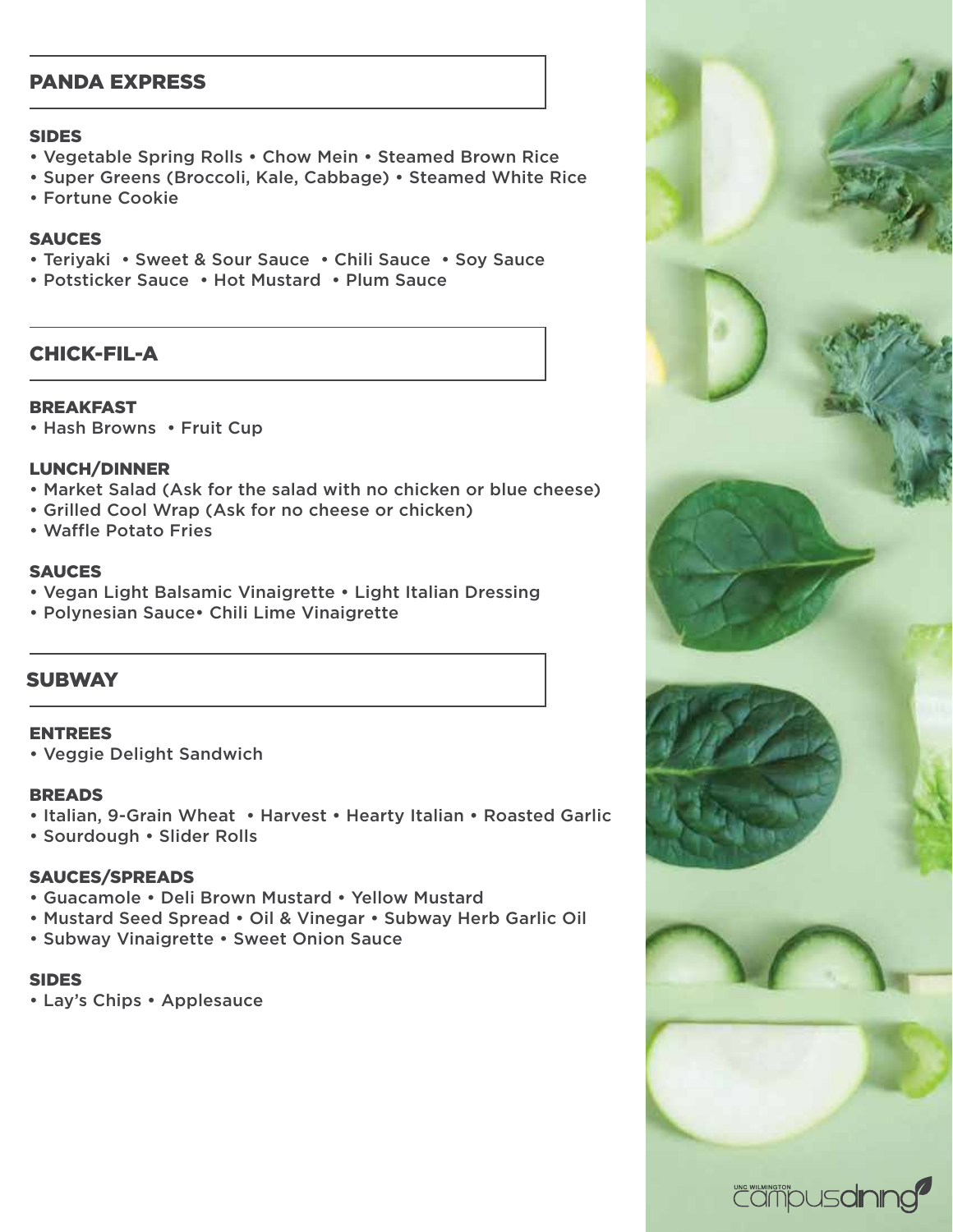## PANDA EXPRESS

### SIDES

- Vegetable Spring Rolls • Chow Mein • Steamed Brown Rice
- Super Greens (Broccoli, Kale, Cabbage) • Steamed White Rice
- Fortune Cookie

### SAUCES

- Teriyaki • Sweet & Sour Sauce • Chili Sauce • Soy Sauce
- Potsticker Sauce • Hot Mustard • Plum Sauce

## CHICK-FIL-A

### BREAKFAST

- Hash Browns • Fruit Cup

### LUNCH/DINNER

- Market Salad (Ask for the salad with no chicken or blue cheese)
- Grilled Cool Wrap (Ask for no cheese or chicken)
- Waffle Potato Fries

### SAUCES

- Vegan Light Balsamic Vinaigrette • Light Italian Dressing
- Polynesian Sauce• Chili Lime Vinaigrette

## SUBWAY

### ENTREES

- Veggie Delight Sandwich

### BREADS

- Italian, 9-Grain Wheat • Harvest • Hearty Italian • Roasted Garlic
- Sourdough • Slider Rolls

### SAUCES/SPREADS

- Guacamole • Deli Brown Mustard • Yellow Mustard
- Mustard Seed Spread • Oil & Vinegar • Subway Herb Garlic Oil
- Subway Vinaigrette • Sweet Onion Sauce

### SIDES

- Lay's Chips • Applesauce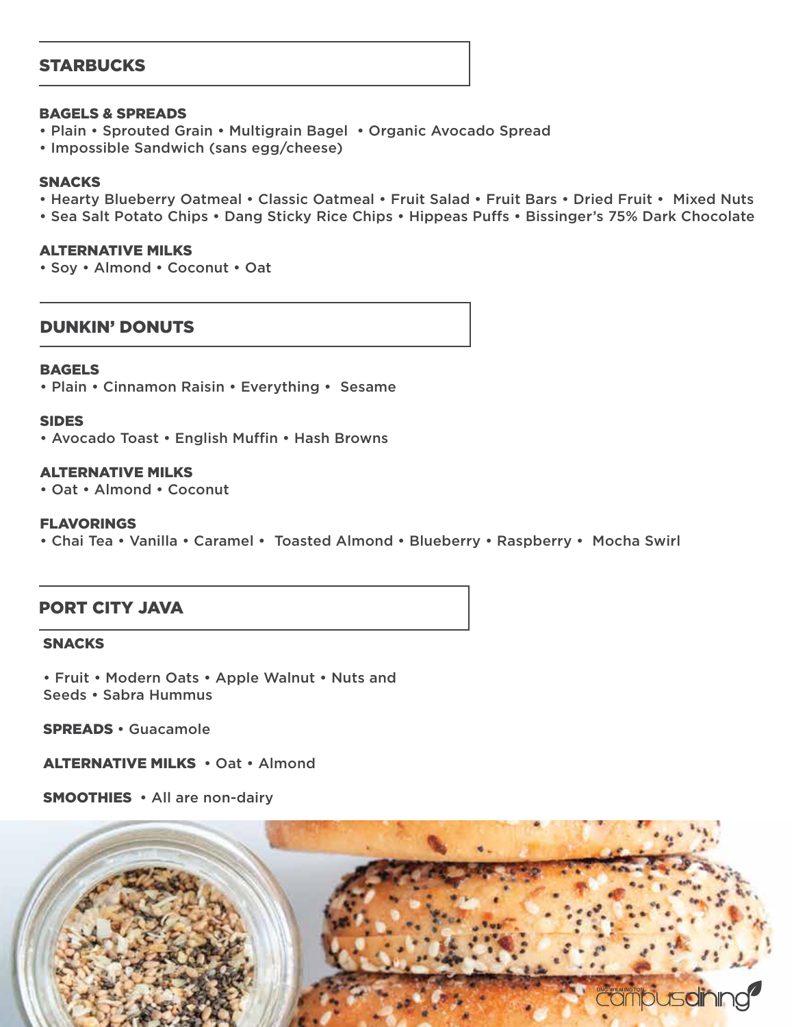## STARBUCKS

### BAGELS & SPREADS

• Plain • Sprouted Grain • Multigrain Bagel • Organic Avocado Spread
• Impossible Sandwich (sans egg/cheese)

### SNACKS

• Hearty Blueberry Oatmeal • Classic Oatmeal • Fruit Salad • Fruit Bars • Dried Fruit • Mixed Nuts
• Sea Salt Potato Chips • Dang Sticky Rice Chips • Hippeas Puffs • Bissinger's 75% Dark Chocolate

### ALTERNATIVE MILKS

• Soy • Almond • Coconut • Oat

## DUNKIN' DONUTS

### BAGELS

• Plain • Cinnamon Raisin • Everything • Sesame

### SIDES

• Avocado Toast • English Muffin • Hash Browns

### ALTERNATIVE MILKS

• Oat • Almond • Coconut

### FLAVORINGS

• Chai Tea • Vanilla • Caramel • Toasted Almond • Blueberry • Raspberry • Mocha Swirl

## PORT CITY JAVA

### SNACKS

• Fruit • Modern Oats • Apple Walnut • Nuts and Seeds • Sabra Hummus

**SPREADS** • Guacamole

**ALTERNATIVE MILKS** • Oat • Almond

**SMOOTHIES** • All are non-dairy

UNC WILMINGTON campusdining